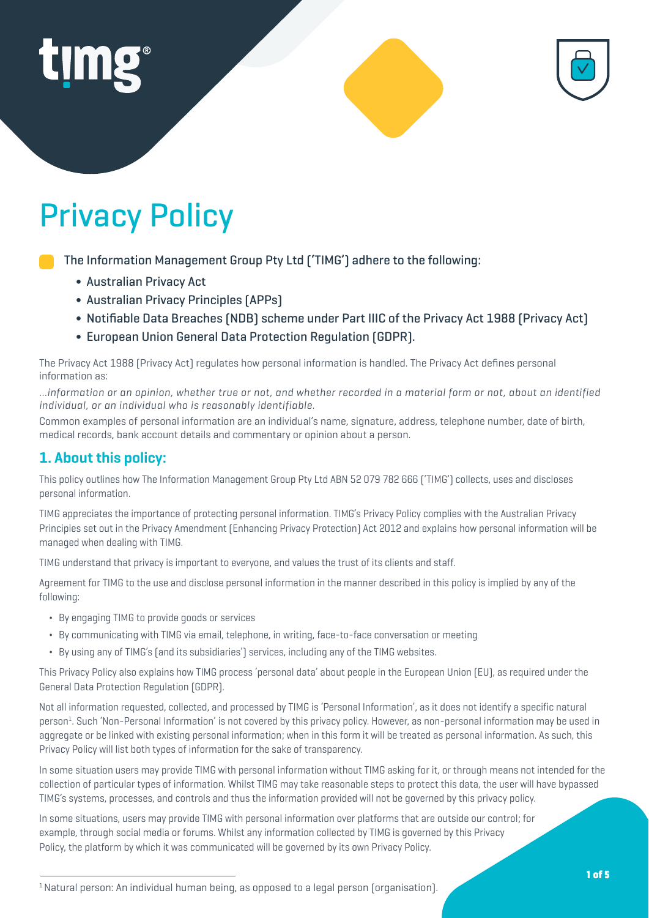# Privacy Policy

The Information Management Group Pty Ltd ('TIMG') adhere to the following:

- Australian Privacy Act
- Australian Privacy Principles (APPs)
- Notifiable Data Breaches (NDB) scheme under Part IIIC of the Privacy Act 1988 (Privacy Act)
- European Union General Data Protection Regulation (GDPR).

The Privacy Act 1988 (Privacy Act) regulates how personal information is handled. The Privacy Act defines personal information as:

*...information or an opinion, whether true or not, and whether recorded in a material form or not, about an identified individual, or an individual who is reasonably identifiable.*

Common examples of personal information are an individual's name, signature, address, telephone number, date of birth, medical records, bank account details and commentary or opinion about a person.

## 1. About this policy:

This policy outlines how The Information Management Group Pty Ltd ABN 52 079 782 666 ('TIMG') collects, uses and discloses personal information.

TIMG appreciates the importance of protecting personal information. TIMG's Privacy Policy complies with the Australian Privacy Principles set out in the Privacy Amendment (Enhancing Privacy Protection) Act 2012 and explains how personal information will be managed when dealing with TIMG.

TIMG understand that privacy is important to everyone, and values the trust of its clients and staff.

Agreement for TIMG to the use and disclose personal information in the manner described in this policy is implied by any of the following:

- By engaging TIMG to provide goods or services
- By communicating with TIMG via email, telephone, in writing, face-to-face conversation or meeting
- By using any of TIMG's (and its subsidiaries') services, including any of the TIMG websites.

This Privacy Policy also explains how TIMG process 'personal data' about people in the European Union (EU), as required under the General Data Protection Regulation (GDPR).

Not all information requested, collected, and processed by TIMG is 'Personal Information', as it does not identify a specific natural person[1]. Such 'Non-Personal Information' is not covered by this privacy policy. However, as non-personal information may be used in aggregate or be linked with existing personal information; when in this form it will be treated as personal information. As such, this Privacy Policy will list both types of information for the sake of transparency.

In some situation users may provide TIMG with personal information without TIMG asking for it, or through means not intended for the collection of particular types of information. Whilst TIMG may take reasonable steps to protect this data, the user will have bypassed TIMG's systems, processes, and controls and thus the information provided will not be governed by this privacy policy.

In some situations, users may provide TIMG with personal information over platforms that are outside our control; for example, through social media or forums. Whilst any information collected by TIMG is governed by this Privacy Policy, the platform by which it was communicated will be governed by its own Privacy Policy.

[1] Natural person: An individual human being, as opposed to a legal person (organisation).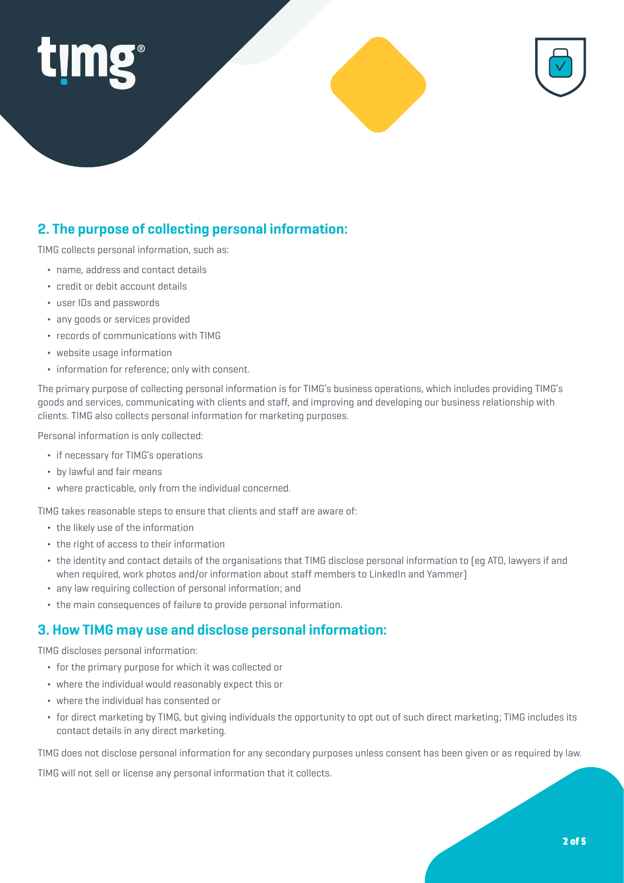## 2. The purpose of collecting personal information:

TIMG collects personal information, such as:

- name, address and contact details
- credit or debit account details
- user IDs and passwords
- any goods or services provided
- records of communications with TIMG
- website usage information
- information for reference; only with consent.

The primary purpose of collecting personal information is for TIMG's business operations, which includes providing TIMG's goods and services, communicating with clients and staff, and improving and developing our business relationship with clients. TIMG also collects personal information for marketing purposes.

Personal information is only collected:

- if necessary for TIMG's operations
- by lawful and fair means
- where practicable, only from the individual concerned.

TIMG takes reasonable steps to ensure that clients and staff are aware of:

- the likely use of the information
- the right of access to their information
- the identity and contact details of the organisations that TIMG disclose personal information to (eg ATO, lawyers if and when required, work photos and/or information about staff members to LinkedIn and Yammer)
- any law requiring collection of personal information; and
- the main consequences of failure to provide personal information.

## 3. How TIMG may use and disclose personal information:

TIMG discloses personal information:

- for the primary purpose for which it was collected or
- where the individual would reasonably expect this or
- where the individual has consented or
- for direct marketing by TIMG, but giving individuals the opportunity to opt out of such direct marketing; TIMG includes its contact details in any direct marketing.

TIMG does not disclose personal information for any secondary purposes unless consent has been given or as required by law.

TIMG will not sell or license any personal information that it collects.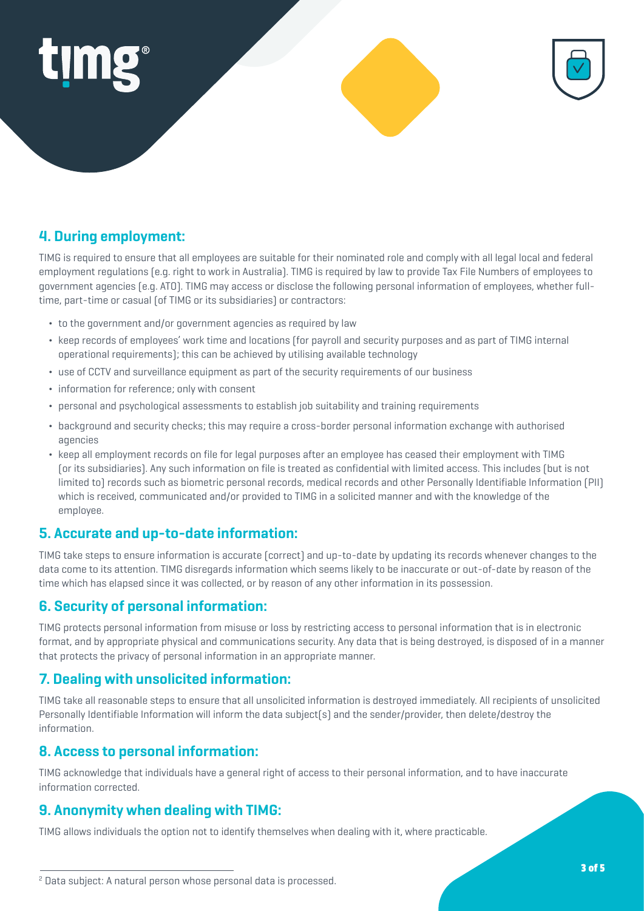## 4. During employment:

TIMG is required to ensure that all employees are suitable for their nominated role and comply with all legal local and federal employment regulations (e.g. right to work in Australia). TIMG is required by law to provide Tax File Numbers of employees to government agencies (e.g. ATO). TIMG may access or disclose the following personal information of employees, whether full-time, part-time or casual (of TIMG or its subsidiaries) or contractors:

- to the government and/or government agencies as required by law
- keep records of employees' work time and locations (for payroll and security purposes and as part of TIMG internal operational requirements); this can be achieved by utilising available technology
- use of CCTV and surveillance equipment as part of the security requirements of our business
- information for reference; only with consent
- personal and psychological assessments to establish job suitability and training requirements
- background and security checks; this may require a cross-border personal information exchange with authorised agencies
- keep all employment records on file for legal purposes after an employee has ceased their employment with TIMG (or its subsidiaries). Any such information on file is treated as confidential with limited access. This includes (but is not limited to) records such as biometric personal records, medical records and other Personally Identifiable Information (PII) which is received, communicated and/or provided to TIMG in a solicited manner and with the knowledge of the employee.

## 5. Accurate and up-to-date information:

TIMG take steps to ensure information is accurate (correct) and up-to-date by updating its records whenever changes to the data come to its attention. TIMG disregards information which seems likely to be inaccurate or out-of-date by reason of the time which has elapsed since it was collected, or by reason of any other information in its possession.

## 6. Security of personal information:

TIMG protects personal information from misuse or loss by restricting access to personal information that is in electronic format, and by appropriate physical and communications security. Any data that is being destroyed, is disposed of in a manner that protects the privacy of personal information in an appropriate manner.

## 7. Dealing with unsolicited information:

TIMG take all reasonable steps to ensure that all unsolicited information is destroyed immediately. All recipients of unsolicited Personally Identifiable Information will inform the data subject(s) and the sender/provider, then delete/destroy the information.

## 8. Access to personal information:

TIMG acknowledge that individuals have a general right of access to their personal information, and to have inaccurate information corrected.

## 9. Anonymity when dealing with TIMG:

TIMG allows individuals the option not to identify themselves when dealing with it, where practicable.

---

[2] Data subject: A natural person whose personal data is processed.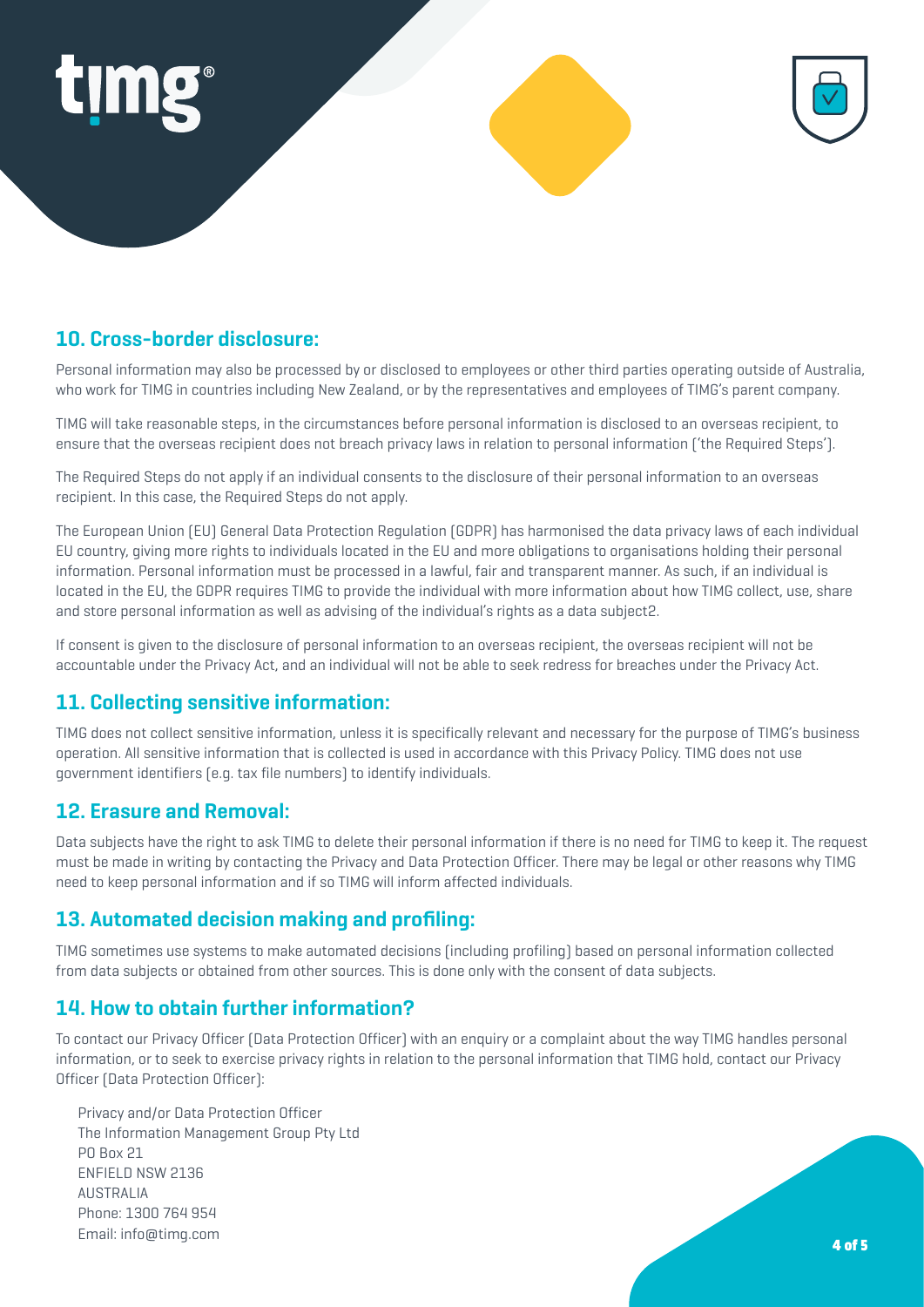## 10. Cross-border disclosure:

Personal information may also be processed by or disclosed to employees or other third parties operating outside of Australia, who work for TIMG in countries including New Zealand, or by the representatives and employees of TIMG's parent company.

TIMG will take reasonable steps, in the circumstances before personal information is disclosed to an overseas recipient, to ensure that the overseas recipient does not breach privacy laws in relation to personal information ('the Required Steps').

The Required Steps do not apply if an individual consents to the disclosure of their personal information to an overseas recipient. In this case, the Required Steps do not apply.

The European Union (EU) General Data Protection Regulation (GDPR) has harmonised the data privacy laws of each individual EU country, giving more rights to individuals located in the EU and more obligations to organisations holding their personal information. Personal information must be processed in a lawful, fair and transparent manner. As such, if an individual is located in the EU, the GDPR requires TIMG to provide the individual with more information about how TIMG collect, use, share and store personal information as well as advising of the individual's rights as a data subject2.

If consent is given to the disclosure of personal information to an overseas recipient, the overseas recipient will not be accountable under the Privacy Act, and an individual will not be able to seek redress for breaches under the Privacy Act.

## 11. Collecting sensitive information:

TIMG does not collect sensitive information, unless it is specifically relevant and necessary for the purpose of TIMG's business operation. All sensitive information that is collected is used in accordance with this Privacy Policy. TIMG does not use government identifiers (e.g. tax file numbers) to identify individuals.

## 12. Erasure and Removal:

Data subjects have the right to ask TIMG to delete their personal information if there is no need for TIMG to keep it. The request must be made in writing by contacting the Privacy and Data Protection Officer. There may be legal or other reasons why TIMG need to keep personal information and if so TIMG will inform affected individuals.

## 13. Automated decision making and profiling:

TIMG sometimes use systems to make automated decisions (including profiling) based on personal information collected from data subjects or obtained from other sources. This is done only with the consent of data subjects.

## 14. How to obtain further information?

To contact our Privacy Officer (Data Protection Officer) with an enquiry or a complaint about the way TIMG handles personal information, or to seek to exercise privacy rights in relation to the personal information that TIMG hold, contact our Privacy Officer (Data Protection Officer):

Privacy and/or Data Protection Officer
The Information Management Group Pty Ltd
PO Box 21
ENFIELD NSW 2136
AUSTRALIA
Phone: 1300 764 954
Email: info@timg.com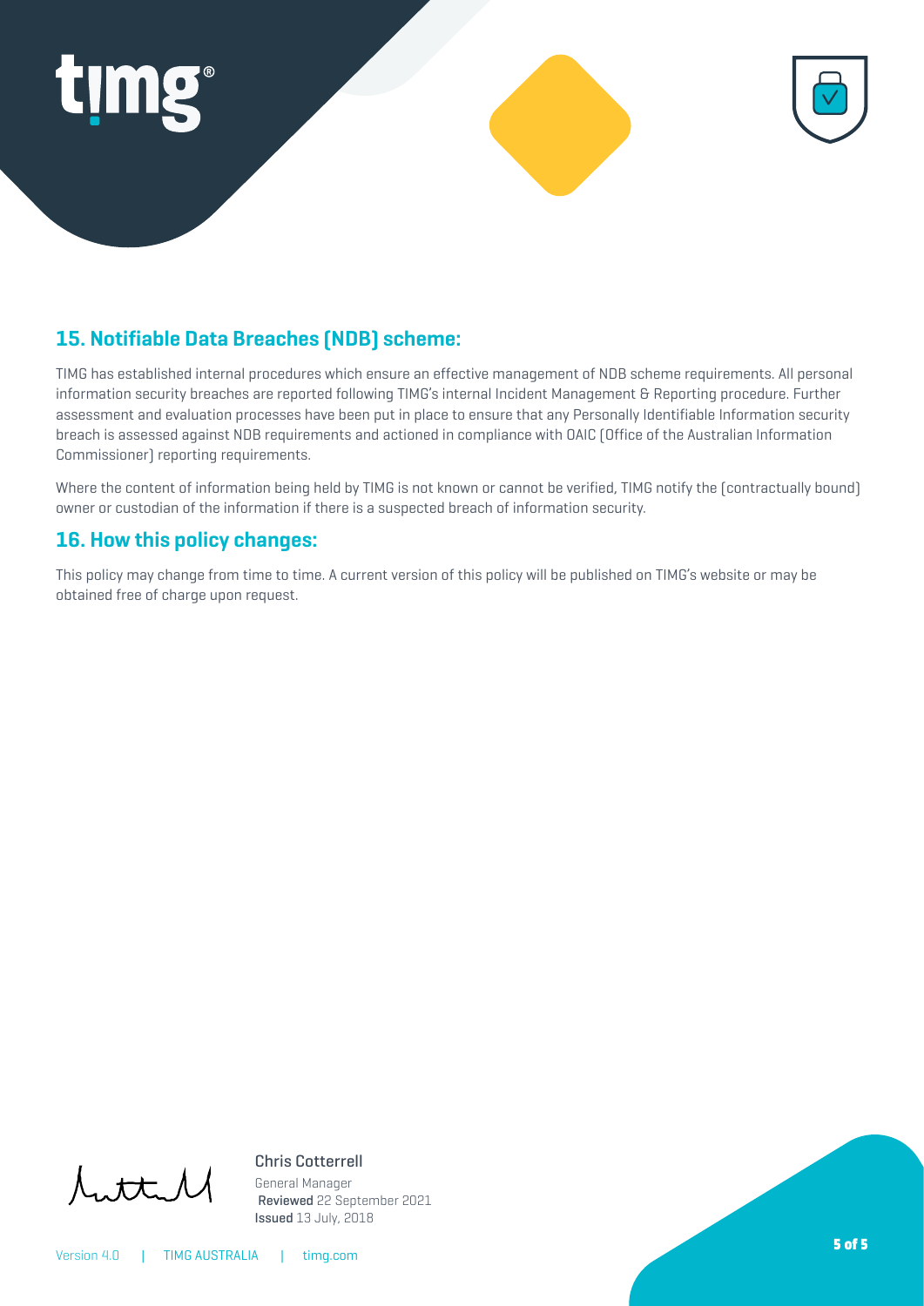## 15. Notifiable Data Breaches (NDB) scheme:

TIMG has established internal procedures which ensure an effective management of NDB scheme requirements. All personal information security breaches are reported following TIMG's internal Incident Management & Reporting procedure. Further assessment and evaluation processes have been put in place to ensure that any Personally Identifiable Information security breach is assessed against NDB requirements and actioned in compliance with OAIC (Office of the Australian Information Commissioner) reporting requirements.

Where the content of information being held by TIMG is not known or cannot be verified, TIMG notify the (contractually bound) owner or custodian of the information if there is a suspected breach of information security.

## 16. How this policy changes:

This policy may change from time to time. A current version of this policy will be published on TIMG's website or may be obtained free of charge upon request.

Chris Cotterrell
General Manager
**Reviewed** 22 September 2021
**Issued** 13 July, 2018

Version 4.0 | TIMG AUSTRALIA | timg.com